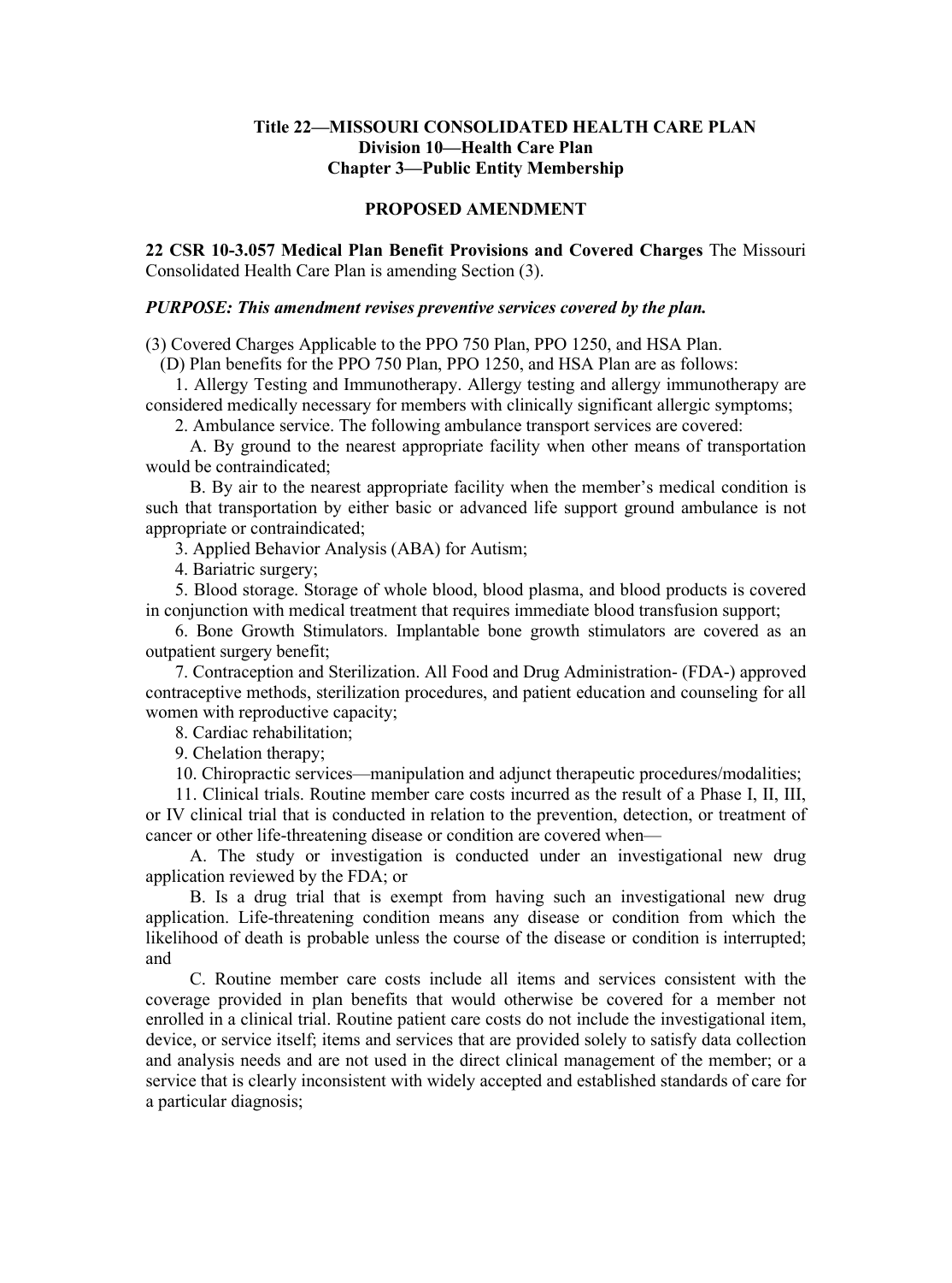**Title 22—MISSOURI CONSOLIDATED HEALTH CARE PLAN**
**Division 10—Health Care Plan**
**Chapter 3—Public Entity Membership**

**PROPOSED AMENDMENT**

**22 CSR 10-3.057 Medical Plan Benefit Provisions and Covered Charges** The Missouri Consolidated Health Care Plan is amending Section (3).

***PURPOSE: This amendment revises preventive services covered by the plan.***

(3) Covered Charges Applicable to the PPO 750 Plan, PPO 1250, and HSA Plan.

(D) Plan benefits for the PPO 750 Plan, PPO 1250, and HSA Plan are as follows:

1. Allergy Testing and Immunotherapy. Allergy testing and allergy immunotherapy are considered medically necessary for members with clinically significant allergic symptoms;

2. Ambulance service. The following ambulance transport services are covered:

A. By ground to the nearest appropriate facility when other means of transportation would be contraindicated;

B. By air to the nearest appropriate facility when the member's medical condition is such that transportation by either basic or advanced life support ground ambulance is not appropriate or contraindicated;

3. Applied Behavior Analysis (ABA) for Autism;

4. Bariatric surgery;

5. Blood storage. Storage of whole blood, blood plasma, and blood products is covered in conjunction with medical treatment that requires immediate blood transfusion support;

6. Bone Growth Stimulators. Implantable bone growth stimulators are covered as an outpatient surgery benefit;

7. Contraception and Sterilization. All Food and Drug Administration- (FDA-) approved contraceptive methods, sterilization procedures, and patient education and counseling for all women with reproductive capacity;

8. Cardiac rehabilitation;

9. Chelation therapy;

10. Chiropractic services—manipulation and adjunct therapeutic procedures/modalities;

11. Clinical trials. Routine member care costs incurred as the result of a Phase I, II, III, or IV clinical trial that is conducted in relation to the prevention, detection, or treatment of cancer or other life-threatening disease or condition are covered when—

A. The study or investigation is conducted under an investigational new drug application reviewed by the FDA; or

B. Is a drug trial that is exempt from having such an investigational new drug application. Life-threatening condition means any disease or condition from which the likelihood of death is probable unless the course of the disease or condition is interrupted; and

C. Routine member care costs include all items and services consistent with the coverage provided in plan benefits that would otherwise be covered for a member not enrolled in a clinical trial. Routine patient care costs do not include the investigational item, device, or service itself; items and services that are provided solely to satisfy data collection and analysis needs and are not used in the direct clinical management of the member; or a service that is clearly inconsistent with widely accepted and established standards of care for a particular diagnosis;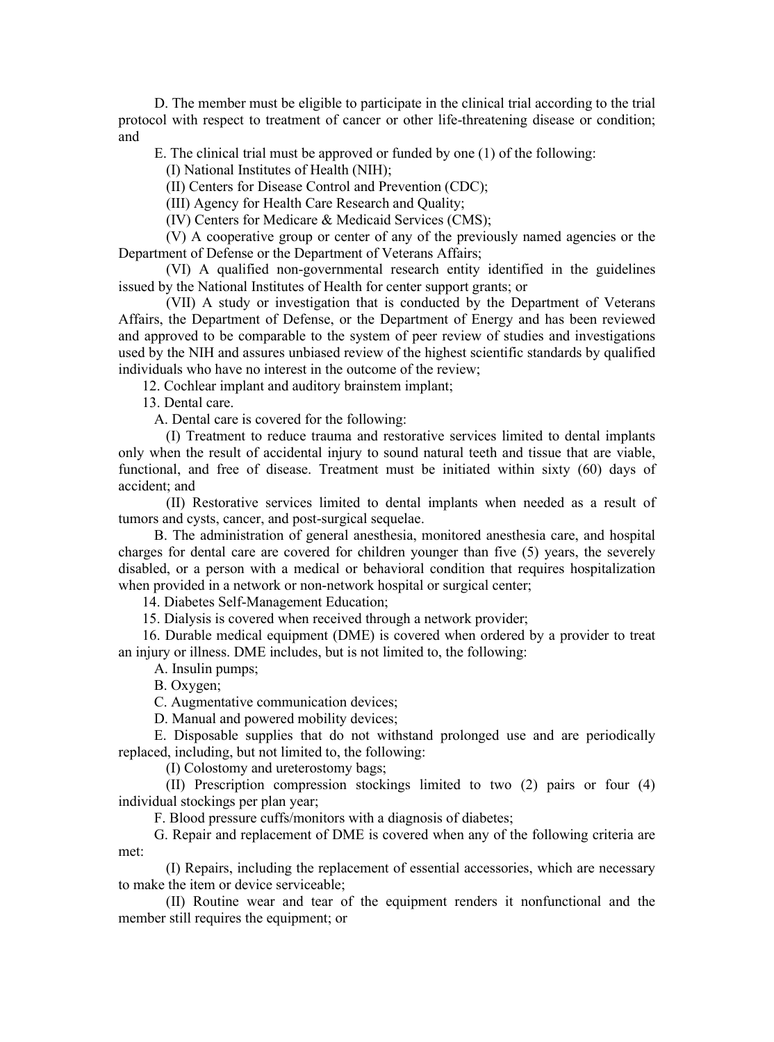D. The member must be eligible to participate in the clinical trial according to the trial protocol with respect to treatment of cancer or other life-threatening disease or condition; and

E. The clinical trial must be approved or funded by one (1) of the following:

(I) National Institutes of Health (NIH);

(II) Centers for Disease Control and Prevention (CDC);

(III) Agency for Health Care Research and Quality;

(IV) Centers for Medicare & Medicaid Services (CMS);

(V) A cooperative group or center of any of the previously named agencies or the Department of Defense or the Department of Veterans Affairs;

(VI) A qualified non-governmental research entity identified in the guidelines issued by the National Institutes of Health for center support grants; or

(VII) A study or investigation that is conducted by the Department of Veterans Affairs, the Department of Defense, or the Department of Energy and has been reviewed and approved to be comparable to the system of peer review of studies and investigations used by the NIH and assures unbiased review of the highest scientific standards by qualified individuals who have no interest in the outcome of the review;

12. Cochlear implant and auditory brainstem implant;

13. Dental care.

A. Dental care is covered for the following:

(I) Treatment to reduce trauma and restorative services limited to dental implants only when the result of accidental injury to sound natural teeth and tissue that are viable, functional, and free of disease. Treatment must be initiated within sixty (60) days of accident; and

(II) Restorative services limited to dental implants when needed as a result of tumors and cysts, cancer, and post-surgical sequelae.

B. The administration of general anesthesia, monitored anesthesia care, and hospital charges for dental care are covered for children younger than five (5) years, the severely disabled, or a person with a medical or behavioral condition that requires hospitalization when provided in a network or non-network hospital or surgical center;

14. Diabetes Self-Management Education;

15. Dialysis is covered when received through a network provider;

16. Durable medical equipment (DME) is covered when ordered by a provider to treat an injury or illness. DME includes, but is not limited to, the following:

A. Insulin pumps;

B. Oxygen;

C. Augmentative communication devices;

D. Manual and powered mobility devices;

E. Disposable supplies that do not withstand prolonged use and are periodically replaced, including, but not limited to, the following:

(I) Colostomy and ureterostomy bags;

(II) Prescription compression stockings limited to two (2) pairs or four (4) individual stockings per plan year;

F. Blood pressure cuffs/monitors with a diagnosis of diabetes;

G. Repair and replacement of DME is covered when any of the following criteria are met:

(I) Repairs, including the replacement of essential accessories, which are necessary to make the item or device serviceable;

(II) Routine wear and tear of the equipment renders it nonfunctional and the member still requires the equipment; or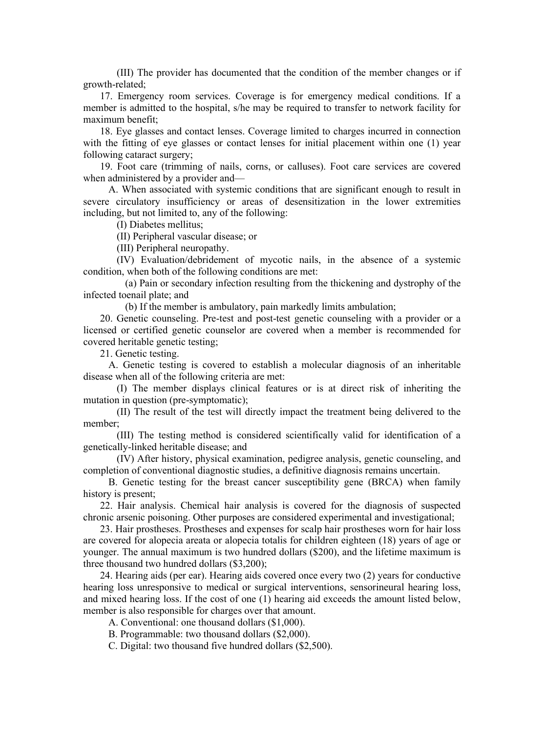(III) The provider has documented that the condition of the member changes or if growth-related;

17. Emergency room services. Coverage is for emergency medical conditions. If a member is admitted to the hospital, s/he may be required to transfer to network facility for maximum benefit;

18. Eye glasses and contact lenses. Coverage limited to charges incurred in connection with the fitting of eye glasses or contact lenses for initial placement within one (1) year following cataract surgery;

19. Foot care (trimming of nails, corns, or calluses). Foot care services are covered when administered by a provider and—

A. When associated with systemic conditions that are significant enough to result in severe circulatory insufficiency or areas of desensitization in the lower extremities including, but not limited to, any of the following:

(I) Diabetes mellitus;

(II) Peripheral vascular disease; or

(III) Peripheral neuropathy.

(IV) Evaluation/debridement of mycotic nails, in the absence of a systemic condition, when both of the following conditions are met:

(a) Pain or secondary infection resulting from the thickening and dystrophy of the infected toenail plate; and

(b) If the member is ambulatory, pain markedly limits ambulation;

20. Genetic counseling. Pre-test and post-test genetic counseling with a provider or a licensed or certified genetic counselor are covered when a member is recommended for covered heritable genetic testing;

21. Genetic testing.

A. Genetic testing is covered to establish a molecular diagnosis of an inheritable disease when all of the following criteria are met:

(I) The member displays clinical features or is at direct risk of inheriting the mutation in question (pre-symptomatic);

(II) The result of the test will directly impact the treatment being delivered to the member;

(III) The testing method is considered scientifically valid for identification of a genetically-linked heritable disease; and

(IV) After history, physical examination, pedigree analysis, genetic counseling, and completion of conventional diagnostic studies, a definitive diagnosis remains uncertain.

B. Genetic testing for the breast cancer susceptibility gene (BRCA) when family history is present;

22. Hair analysis. Chemical hair analysis is covered for the diagnosis of suspected chronic arsenic poisoning. Other purposes are considered experimental and investigational;

23. Hair prostheses. Prostheses and expenses for scalp hair prostheses worn for hair loss are covered for alopecia areata or alopecia totalis for children eighteen (18) years of age or younger. The annual maximum is two hundred dollars ($200), and the lifetime maximum is three thousand two hundred dollars ($3,200);

24. Hearing aids (per ear). Hearing aids covered once every two (2) years for conductive hearing loss unresponsive to medical or surgical interventions, sensorineural hearing loss, and mixed hearing loss. If the cost of one (1) hearing aid exceeds the amount listed below, member is also responsible for charges over that amount.

A. Conventional: one thousand dollars ($1,000).

B. Programmable: two thousand dollars ($2,000).

C. Digital: two thousand five hundred dollars ($2,500).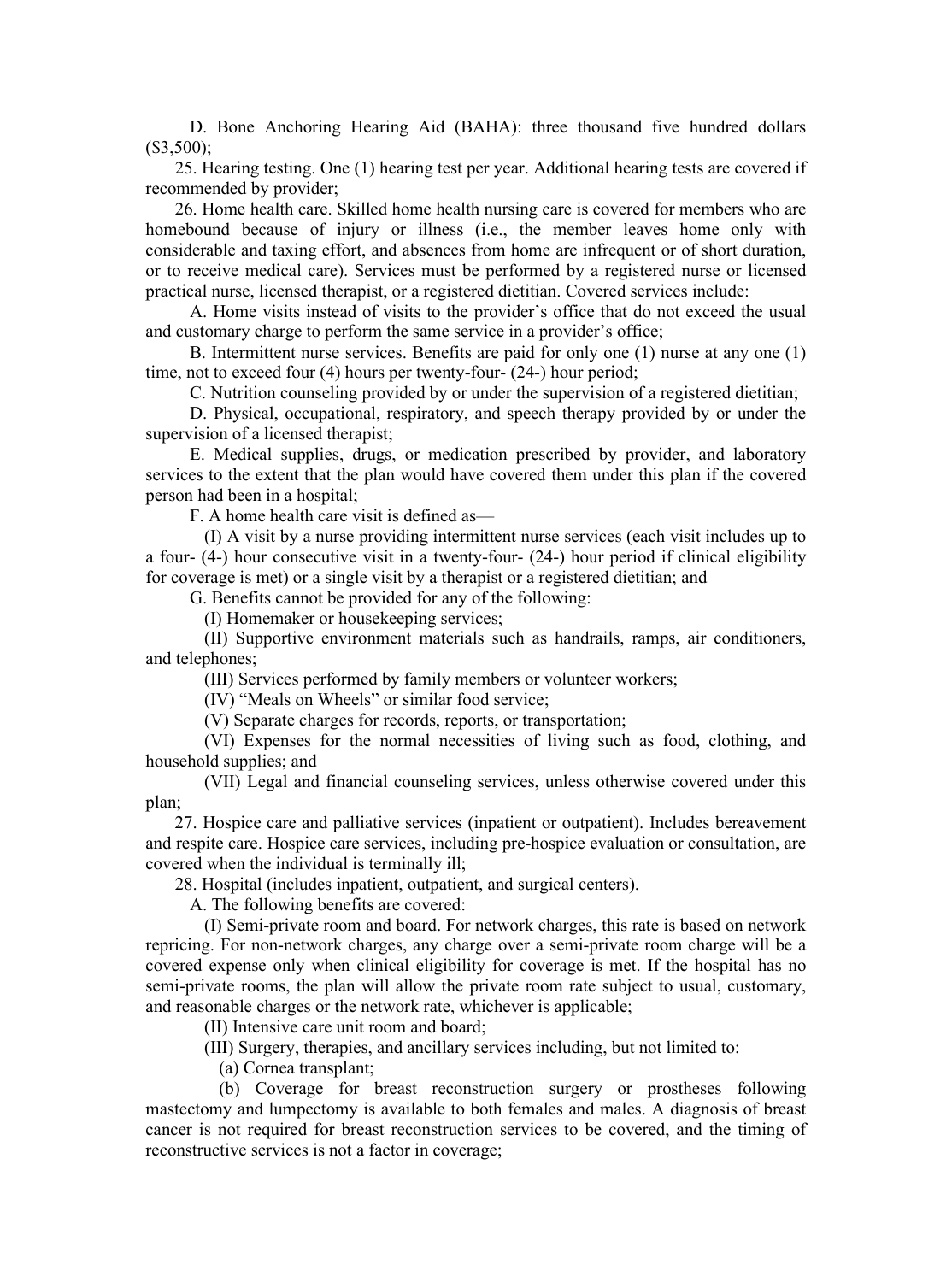D. Bone Anchoring Hearing Aid (BAHA): three thousand five hundred dollars ($3,500);

25. Hearing testing. One (1) hearing test per year. Additional hearing tests are covered if recommended by provider;

26. Home health care. Skilled home health nursing care is covered for members who are homebound because of injury or illness (i.e., the member leaves home only with considerable and taxing effort, and absences from home are infrequent or of short duration, or to receive medical care). Services must be performed by a registered nurse or licensed practical nurse, licensed therapist, or a registered dietitian. Covered services include:

A. Home visits instead of visits to the provider's office that do not exceed the usual and customary charge to perform the same service in a provider's office;

B. Intermittent nurse services. Benefits are paid for only one (1) nurse at any one (1) time, not to exceed four (4) hours per twenty-four- (24-) hour period;

C. Nutrition counseling provided by or under the supervision of a registered dietitian;

D. Physical, occupational, respiratory, and speech therapy provided by or under the supervision of a licensed therapist;

E. Medical supplies, drugs, or medication prescribed by provider, and laboratory services to the extent that the plan would have covered them under this plan if the covered person had been in a hospital;

F. A home health care visit is defined as—

(I) A visit by a nurse providing intermittent nurse services (each visit includes up to a four- (4-) hour consecutive visit in a twenty-four- (24-) hour period if clinical eligibility for coverage is met) or a single visit by a therapist or a registered dietitian; and

G. Benefits cannot be provided for any of the following:

(I) Homemaker or housekeeping services;

(II) Supportive environment materials such as handrails, ramps, air conditioners, and telephones;

(III) Services performed by family members or volunteer workers;

(IV) "Meals on Wheels" or similar food service;

(V) Separate charges for records, reports, or transportation;

(VI) Expenses for the normal necessities of living such as food, clothing, and household supplies; and

(VII) Legal and financial counseling services, unless otherwise covered under this plan;

27. Hospice care and palliative services (inpatient or outpatient). Includes bereavement and respite care. Hospice care services, including pre-hospice evaluation or consultation, are covered when the individual is terminally ill;

28. Hospital (includes inpatient, outpatient, and surgical centers).

A. The following benefits are covered:

(I) Semi-private room and board. For network charges, this rate is based on network repricing. For non-network charges, any charge over a semi-private room charge will be a covered expense only when clinical eligibility for coverage is met. If the hospital has no semi-private rooms, the plan will allow the private room rate subject to usual, customary, and reasonable charges or the network rate, whichever is applicable;

(II) Intensive care unit room and board;

(III) Surgery, therapies, and ancillary services including, but not limited to:

(a) Cornea transplant;

(b) Coverage for breast reconstruction surgery or prostheses following mastectomy and lumpectomy is available to both females and males. A diagnosis of breast cancer is not required for breast reconstruction services to be covered, and the timing of reconstructive services is not a factor in coverage;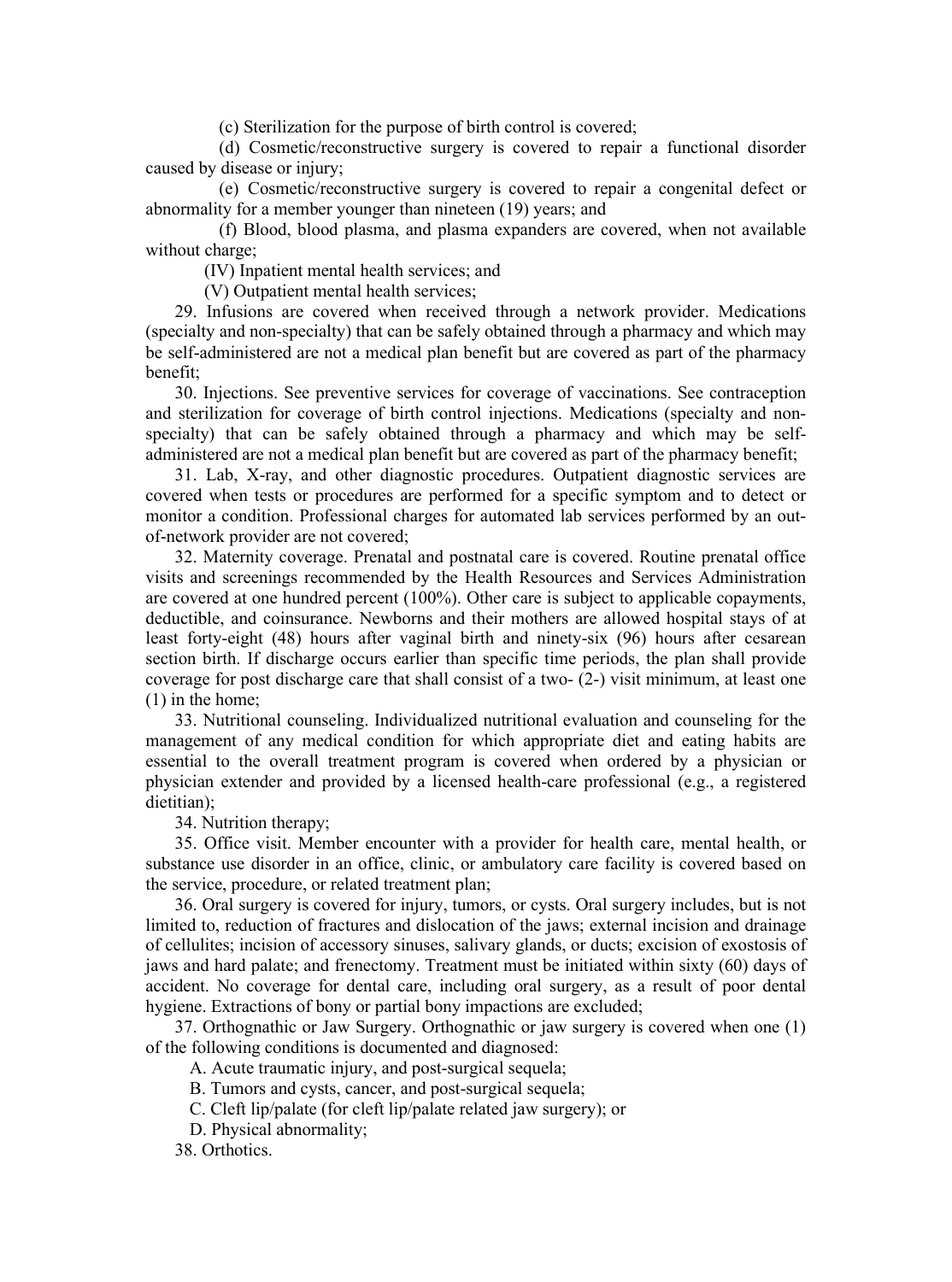(c) Sterilization for the purpose of birth control is covered;

(d) Cosmetic/reconstructive surgery is covered to repair a functional disorder caused by disease or injury;

(e) Cosmetic/reconstructive surgery is covered to repair a congenital defect or abnormality for a member younger than nineteen (19) years; and

(f) Blood, blood plasma, and plasma expanders are covered, when not available without charge;

(IV) Inpatient mental health services; and

(V) Outpatient mental health services;

29. Infusions are covered when received through a network provider. Medications (specialty and non-specialty) that can be safely obtained through a pharmacy and which may be self-administered are not a medical plan benefit but are covered as part of the pharmacy benefit;

30. Injections. See preventive services for coverage of vaccinations. See contraception and sterilization for coverage of birth control injections. Medications (specialty and non-specialty) that can be safely obtained through a pharmacy and which may be self-administered are not a medical plan benefit but are covered as part of the pharmacy benefit;

31. Lab, X-ray, and other diagnostic procedures. Outpatient diagnostic services are covered when tests or procedures are performed for a specific symptom and to detect or monitor a condition. Professional charges for automated lab services performed by an out-of-network provider are not covered;

32. Maternity coverage. Prenatal and postnatal care is covered. Routine prenatal office visits and screenings recommended by the Health Resources and Services Administration are covered at one hundred percent (100%). Other care is subject to applicable copayments, deductible, and coinsurance. Newborns and their mothers are allowed hospital stays of at least forty-eight (48) hours after vaginal birth and ninety-six (96) hours after cesarean section birth. If discharge occurs earlier than specific time periods, the plan shall provide coverage for post discharge care that shall consist of a two- (2-) visit minimum, at least one (1) in the home;

33. Nutritional counseling. Individualized nutritional evaluation and counseling for the management of any medical condition for which appropriate diet and eating habits are essential to the overall treatment program is covered when ordered by a physician or physician extender and provided by a licensed health-care professional (e.g., a registered dietitian);

34. Nutrition therapy;

35. Office visit. Member encounter with a provider for health care, mental health, or substance use disorder in an office, clinic, or ambulatory care facility is covered based on the service, procedure, or related treatment plan;

36. Oral surgery is covered for injury, tumors, or cysts. Oral surgery includes, but is not limited to, reduction of fractures and dislocation of the jaws; external incision and drainage of cellulites; incision of accessory sinuses, salivary glands, or ducts; excision of exostosis of jaws and hard palate; and frenectomy. Treatment must be initiated within sixty (60) days of accident. No coverage for dental care, including oral surgery, as a result of poor dental hygiene. Extractions of bony or partial bony impactions are excluded;

37. Orthognathic or Jaw Surgery. Orthognathic or jaw surgery is covered when one (1) of the following conditions is documented and diagnosed:

A. Acute traumatic injury, and post-surgical sequela;

B. Tumors and cysts, cancer, and post-surgical sequela;

C. Cleft lip/palate (for cleft lip/palate related jaw surgery); or

D. Physical abnormality;

38. Orthotics.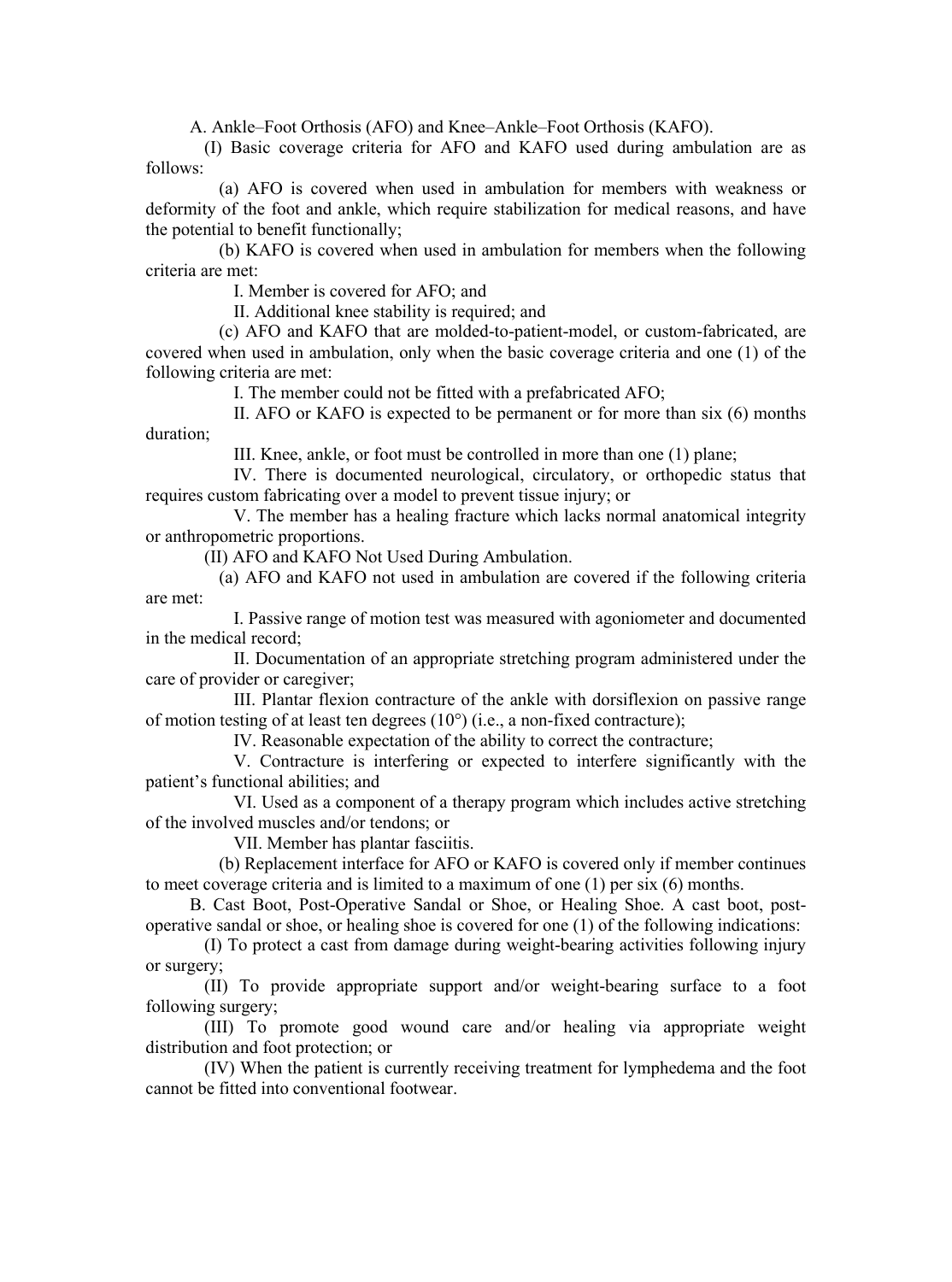A. Ankle–Foot Orthosis (AFO) and Knee–Ankle–Foot Orthosis (KAFO).

(I) Basic coverage criteria for AFO and KAFO used during ambulation are as follows:

(a) AFO is covered when used in ambulation for members with weakness or deformity of the foot and ankle, which require stabilization for medical reasons, and have the potential to benefit functionally;

(b) KAFO is covered when used in ambulation for members when the following criteria are met:

I. Member is covered for AFO; and

II. Additional knee stability is required; and

(c) AFO and KAFO that are molded-to-patient-model, or custom-fabricated, are covered when used in ambulation, only when the basic coverage criteria and one (1) of the following criteria are met:

I. The member could not be fitted with a prefabricated AFO;

II. AFO or KAFO is expected to be permanent or for more than six (6) months duration;

III. Knee, ankle, or foot must be controlled in more than one (1) plane;

IV. There is documented neurological, circulatory, or orthopedic status that requires custom fabricating over a model to prevent tissue injury; or

V. The member has a healing fracture which lacks normal anatomical integrity or anthropometric proportions.

(II) AFO and KAFO Not Used During Ambulation.

(a) AFO and KAFO not used in ambulation are covered if the following criteria are met:

I. Passive range of motion test was measured with agoniometer and documented in the medical record;

II. Documentation of an appropriate stretching program administered under the care of provider or caregiver;

III. Plantar flexion contracture of the ankle with dorsiflexion on passive range of motion testing of at least ten degrees (10°) (i.e., a non-fixed contracture);

IV. Reasonable expectation of the ability to correct the contracture;

V. Contracture is interfering or expected to interfere significantly with the patient's functional abilities; and

VI. Used as a component of a therapy program which includes active stretching of the involved muscles and/or tendons; or

VII. Member has plantar fasciitis.

(b) Replacement interface for AFO or KAFO is covered only if member continues to meet coverage criteria and is limited to a maximum of one (1) per six (6) months.

B. Cast Boot, Post-Operative Sandal or Shoe, or Healing Shoe. A cast boot, post-operative sandal or shoe, or healing shoe is covered for one (1) of the following indications:

(I) To protect a cast from damage during weight-bearing activities following injury or surgery;

(II) To provide appropriate support and/or weight-bearing surface to a foot following surgery;

(III) To promote good wound care and/or healing via appropriate weight distribution and foot protection; or

(IV) When the patient is currently receiving treatment for lymphedema and the foot cannot be fitted into conventional footwear.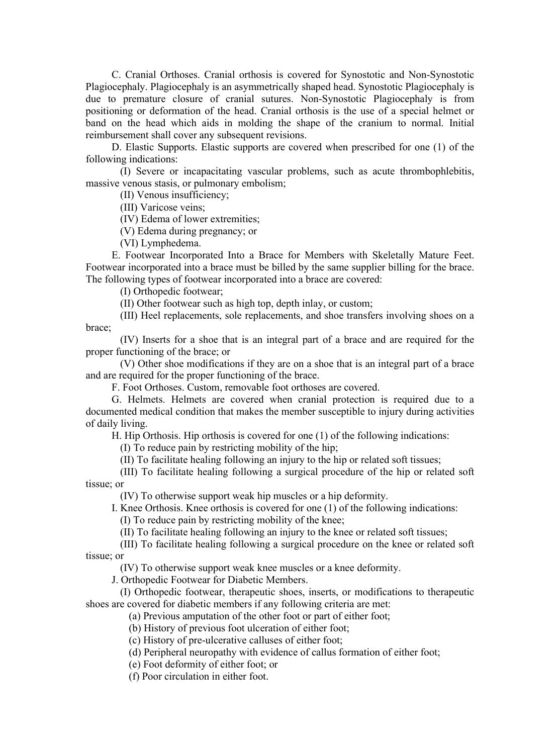C. Cranial Orthoses. Cranial orthosis is covered for Synostotic and Non-Synostotic Plagiocephaly. Plagiocephaly is an asymmetrically shaped head. Synostotic Plagiocephaly is due to premature closure of cranial sutures. Non-Synostotic Plagiocephaly is from positioning or deformation of the head. Cranial orthosis is the use of a special helmet or band on the head which aids in molding the shape of the cranium to normal. Initial reimbursement shall cover any subsequent revisions.

D. Elastic Supports. Elastic supports are covered when prescribed for one (1) of the following indications:

(I) Severe or incapacitating vascular problems, such as acute thrombophlebitis, massive venous stasis, or pulmonary embolism;

(II) Venous insufficiency;

(III) Varicose veins;

(IV) Edema of lower extremities;

(V) Edema during pregnancy; or

(VI) Lymphedema.

E. Footwear Incorporated Into a Brace for Members with Skeletally Mature Feet. Footwear incorporated into a brace must be billed by the same supplier billing for the brace. The following types of footwear incorporated into a brace are covered:

(I) Orthopedic footwear;

(II) Other footwear such as high top, depth inlay, or custom;

(III) Heel replacements, sole replacements, and shoe transfers involving shoes on a brace;

(IV) Inserts for a shoe that is an integral part of a brace and are required for the proper functioning of the brace; or

(V) Other shoe modifications if they are on a shoe that is an integral part of a brace and are required for the proper functioning of the brace.

F. Foot Orthoses. Custom, removable foot orthoses are covered.

G. Helmets. Helmets are covered when cranial protection is required due to a documented medical condition that makes the member susceptible to injury during activities of daily living.

H. Hip Orthosis. Hip orthosis is covered for one (1) of the following indications:

(I) To reduce pain by restricting mobility of the hip;

(II) To facilitate healing following an injury to the hip or related soft tissues;

(III) To facilitate healing following a surgical procedure of the hip or related soft tissue; or

(IV) To otherwise support weak hip muscles or a hip deformity.

I. Knee Orthosis. Knee orthosis is covered for one (1) of the following indications:

(I) To reduce pain by restricting mobility of the knee;

(II) To facilitate healing following an injury to the knee or related soft tissues;

(III) To facilitate healing following a surgical procedure on the knee or related soft tissue; or

(IV) To otherwise support weak knee muscles or a knee deformity.

J. Orthopedic Footwear for Diabetic Members.

(I) Orthopedic footwear, therapeutic shoes, inserts, or modifications to therapeutic shoes are covered for diabetic members if any following criteria are met:

(a) Previous amputation of the other foot or part of either foot;

(b) History of previous foot ulceration of either foot;

(c) History of pre-ulcerative calluses of either foot;

(d) Peripheral neuropathy with evidence of callus formation of either foot;

(e) Foot deformity of either foot; or

(f) Poor circulation in either foot.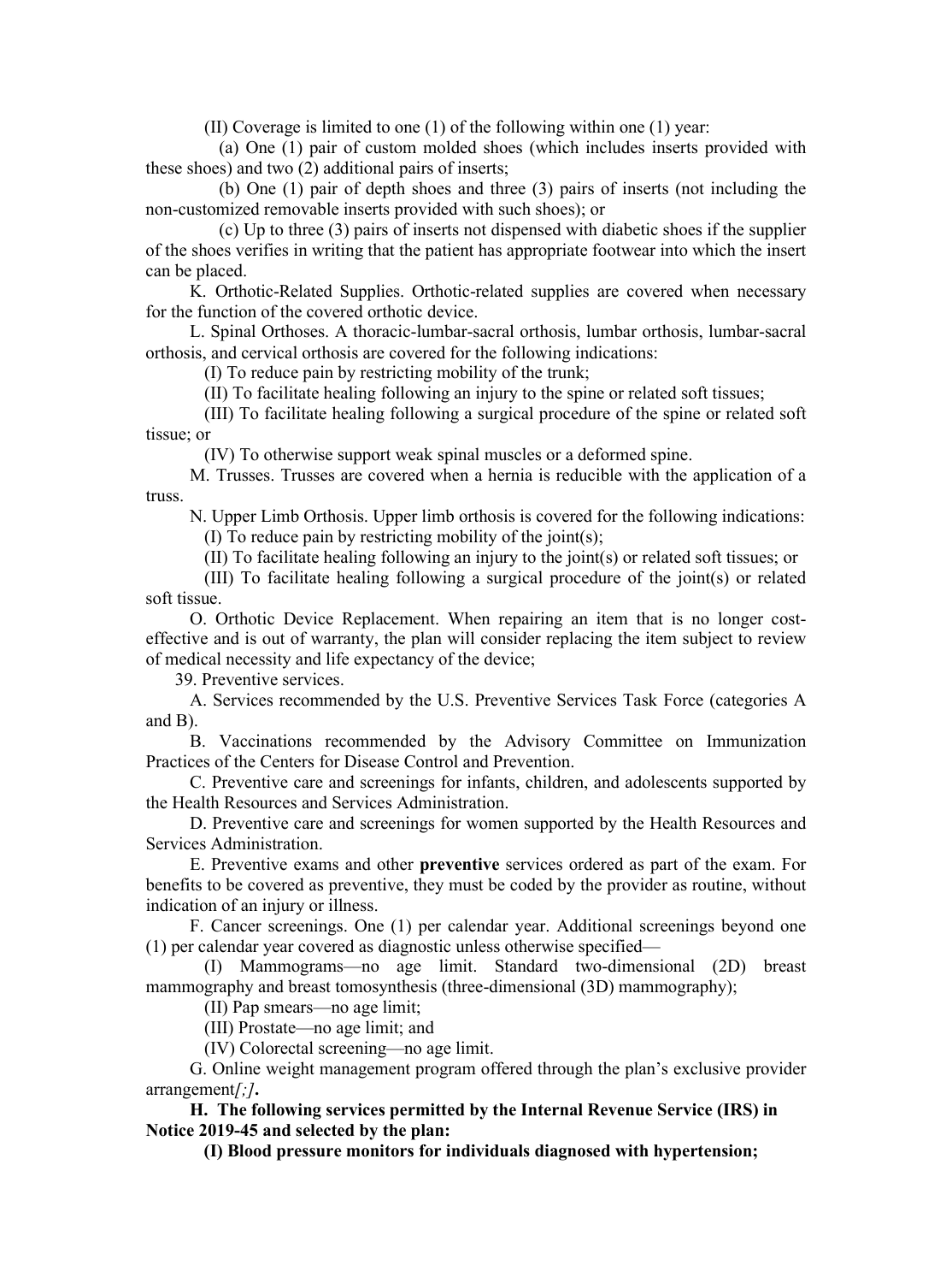(II) Coverage is limited to one (1) of the following within one (1) year:

(a) One (1) pair of custom molded shoes (which includes inserts provided with these shoes) and two (2) additional pairs of inserts;

(b) One (1) pair of depth shoes and three (3) pairs of inserts (not including the non-customized removable inserts provided with such shoes); or

(c) Up to three (3) pairs of inserts not dispensed with diabetic shoes if the supplier of the shoes verifies in writing that the patient has appropriate footwear into which the insert can be placed.

K. Orthotic-Related Supplies. Orthotic-related supplies are covered when necessary for the function of the covered orthotic device.

L. Spinal Orthoses. A thoracic-lumbar-sacral orthosis, lumbar orthosis, lumbar-sacral orthosis, and cervical orthosis are covered for the following indications:

(I) To reduce pain by restricting mobility of the trunk;

(II) To facilitate healing following an injury to the spine or related soft tissues;

(III) To facilitate healing following a surgical procedure of the spine or related soft tissue; or

(IV) To otherwise support weak spinal muscles or a deformed spine.

M. Trusses. Trusses are covered when a hernia is reducible with the application of a truss.

N. Upper Limb Orthosis. Upper limb orthosis is covered for the following indications:

(I) To reduce pain by restricting mobility of the joint(s);

(II) To facilitate healing following an injury to the joint(s) or related soft tissues; or

(III) To facilitate healing following a surgical procedure of the joint(s) or related soft tissue.

O. Orthotic Device Replacement. When repairing an item that is no longer cost-effective and is out of warranty, the plan will consider replacing the item subject to review of medical necessity and life expectancy of the device;

39. Preventive services.

A. Services recommended by the U.S. Preventive Services Task Force (categories A and B).

B. Vaccinations recommended by the Advisory Committee on Immunization Practices of the Centers for Disease Control and Prevention.

C. Preventive care and screenings for infants, children, and adolescents supported by the Health Resources and Services Administration.

D. Preventive care and screenings for women supported by the Health Resources and Services Administration.

E. Preventive exams and other **preventive** services ordered as part of the exam. For benefits to be covered as preventive, they must be coded by the provider as routine, without indication of an injury or illness.

F. Cancer screenings. One (1) per calendar year. Additional screenings beyond one (1) per calendar year covered as diagnostic unless otherwise specified—

(I) Mammograms—no age limit. Standard two-dimensional (2D) breast mammography and breast tomosynthesis (three-dimensional (3D) mammography);

(II) Pap smears—no age limit;

(III) Prostate—no age limit; and

(IV) Colorectal screening—no age limit.

G. Online weight management program offered through the plan's exclusive provider arrangement*[;]***.**

**H. The following services permitted by the Internal Revenue Service (IRS) in Notice 2019-45 and selected by the plan:**

**(I) Blood pressure monitors for individuals diagnosed with hypertension;**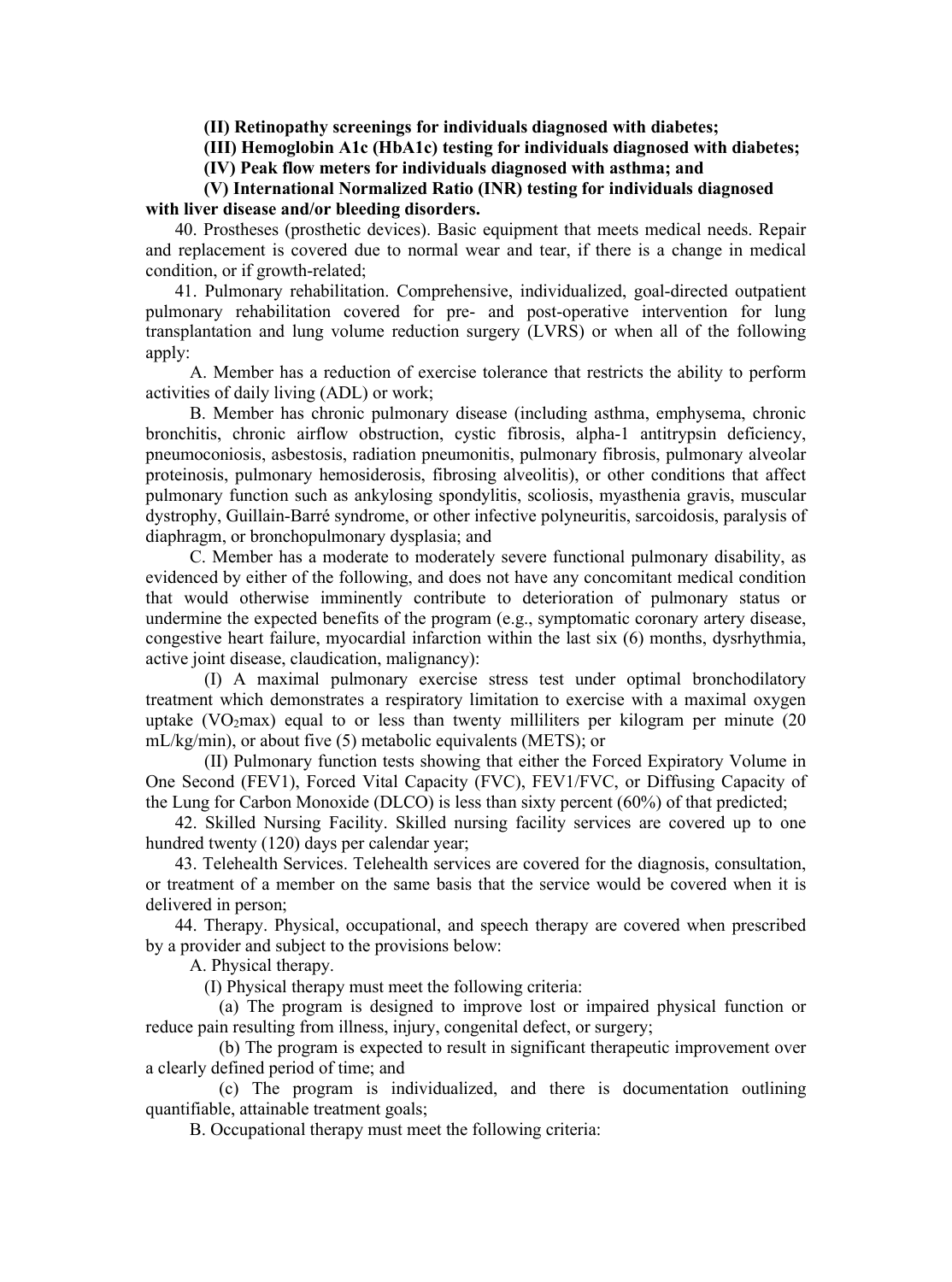**(II) Retinopathy screenings for individuals diagnosed with diabetes;**

**(III) Hemoglobin A1c (HbA1c) testing for individuals diagnosed with diabetes;**

**(IV) Peak flow meters for individuals diagnosed with asthma; and**

**(V) International Normalized Ratio (INR) testing for individuals diagnosed with liver disease and/or bleeding disorders.**

40. Prostheses (prosthetic devices). Basic equipment that meets medical needs. Repair and replacement is covered due to normal wear and tear, if there is a change in medical condition, or if growth-related;

41. Pulmonary rehabilitation. Comprehensive, individualized, goal-directed outpatient pulmonary rehabilitation covered for pre- and post-operative intervention for lung transplantation and lung volume reduction surgery (LVRS) or when all of the following apply:

A. Member has a reduction of exercise tolerance that restricts the ability to perform activities of daily living (ADL) or work;

B. Member has chronic pulmonary disease (including asthma, emphysema, chronic bronchitis, chronic airflow obstruction, cystic fibrosis, alpha-1 antitrypsin deficiency, pneumoconiosis, asbestosis, radiation pneumonitis, pulmonary fibrosis, pulmonary alveolar proteinosis, pulmonary hemosiderosis, fibrosing alveolitis), or other conditions that affect pulmonary function such as ankylosing spondylitis, scoliosis, myasthenia gravis, muscular dystrophy, Guillain-Barré syndrome, or other infective polyneuritis, sarcoidosis, paralysis of diaphragm, or bronchopulmonary dysplasia; and

C. Member has a moderate to moderately severe functional pulmonary disability, as evidenced by either of the following, and does not have any concomitant medical condition that would otherwise imminently contribute to deterioration of pulmonary status or undermine the expected benefits of the program (e.g., symptomatic coronary artery disease, congestive heart failure, myocardial infarction within the last six (6) months, dysrhythmia, active joint disease, claudication, malignancy):

(I) A maximal pulmonary exercise stress test under optimal bronchodilatory treatment which demonstrates a respiratory limitation to exercise with a maximal oxygen uptake ($VO_2max$) equal to or less than twenty milliliters per kilogram per minute (20 mL/kg/min), or about five (5) metabolic equivalents (METS); or

(II) Pulmonary function tests showing that either the Forced Expiratory Volume in One Second (FEV1), Forced Vital Capacity (FVC), FEV1/FVC, or Diffusing Capacity of the Lung for Carbon Monoxide (DLCO) is less than sixty percent (60%) of that predicted;

42. Skilled Nursing Facility. Skilled nursing facility services are covered up to one hundred twenty (120) days per calendar year;

43. Telehealth Services. Telehealth services are covered for the diagnosis, consultation, or treatment of a member on the same basis that the service would be covered when it is delivered in person;

44. Therapy. Physical, occupational, and speech therapy are covered when prescribed by a provider and subject to the provisions below:

A. Physical therapy.

(I) Physical therapy must meet the following criteria:

(a) The program is designed to improve lost or impaired physical function or reduce pain resulting from illness, injury, congenital defect, or surgery;

(b) The program is expected to result in significant therapeutic improvement over a clearly defined period of time; and

(c) The program is individualized, and there is documentation outlining quantifiable, attainable treatment goals;

B. Occupational therapy must meet the following criteria: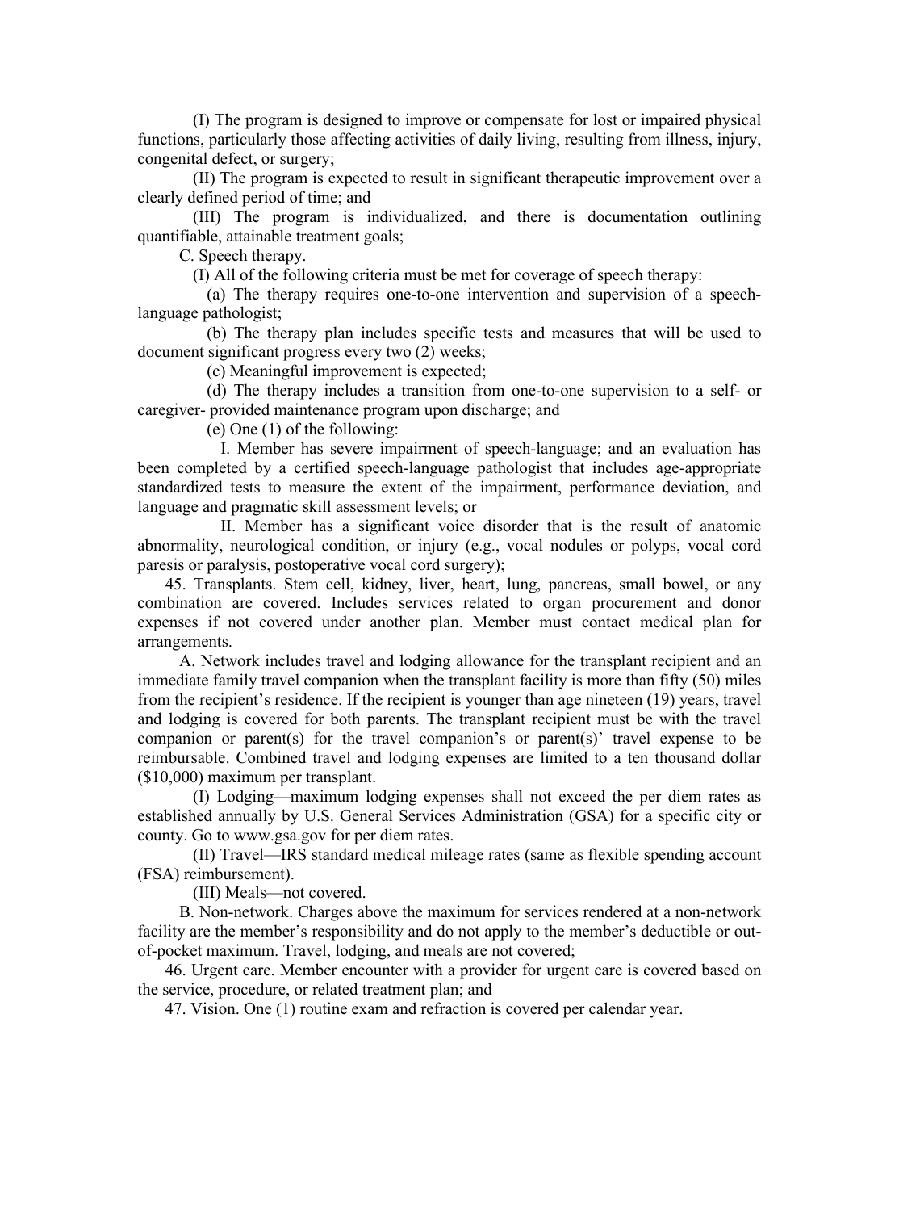(I) The program is designed to improve or compensate for lost or impaired physical functions, particularly those affecting activities of daily living, resulting from illness, injury, congenital defect, or surgery;

(II) The program is expected to result in significant therapeutic improvement over a clearly defined period of time; and

(III) The program is individualized, and there is documentation outlining quantifiable, attainable treatment goals;

C. Speech therapy.

(I) All of the following criteria must be met for coverage of speech therapy:

(a) The therapy requires one-to-one intervention and supervision of a speech-language pathologist;

(b) The therapy plan includes specific tests and measures that will be used to document significant progress every two (2) weeks;

(c) Meaningful improvement is expected;

(d) The therapy includes a transition from one-to-one supervision to a self- or caregiver- provided maintenance program upon discharge; and

(e) One (1) of the following:

I. Member has severe impairment of speech-language; and an evaluation has been completed by a certified speech-language pathologist that includes age-appropriate standardized tests to measure the extent of the impairment, performance deviation, and language and pragmatic skill assessment levels; or

II. Member has a significant voice disorder that is the result of anatomic abnormality, neurological condition, or injury (e.g., vocal nodules or polyps, vocal cord paresis or paralysis, postoperative vocal cord surgery);

45. Transplants. Stem cell, kidney, liver, heart, lung, pancreas, small bowel, or any combination are covered. Includes services related to organ procurement and donor expenses if not covered under another plan. Member must contact medical plan for arrangements.

A. Network includes travel and lodging allowance for the transplant recipient and an immediate family travel companion when the transplant facility is more than fifty (50) miles from the recipient's residence. If the recipient is younger than age nineteen (19) years, travel and lodging is covered for both parents. The transplant recipient must be with the travel companion or parent(s) for the travel companion's or parent(s)' travel expense to be reimbursable. Combined travel and lodging expenses are limited to a ten thousand dollar ($10,000) maximum per transplant.

(I) Lodging—maximum lodging expenses shall not exceed the per diem rates as established annually by U.S. General Services Administration (GSA) for a specific city or county. Go to www.gsa.gov for per diem rates.

(II) Travel—IRS standard medical mileage rates (same as flexible spending account (FSA) reimbursement).

(III) Meals—not covered.

B. Non-network. Charges above the maximum for services rendered at a non-network facility are the member's responsibility and do not apply to the member's deductible or out-of-pocket maximum. Travel, lodging, and meals are not covered;

46. Urgent care. Member encounter with a provider for urgent care is covered based on the service, procedure, or related treatment plan; and

47. Vision. One (1) routine exam and refraction is covered per calendar year.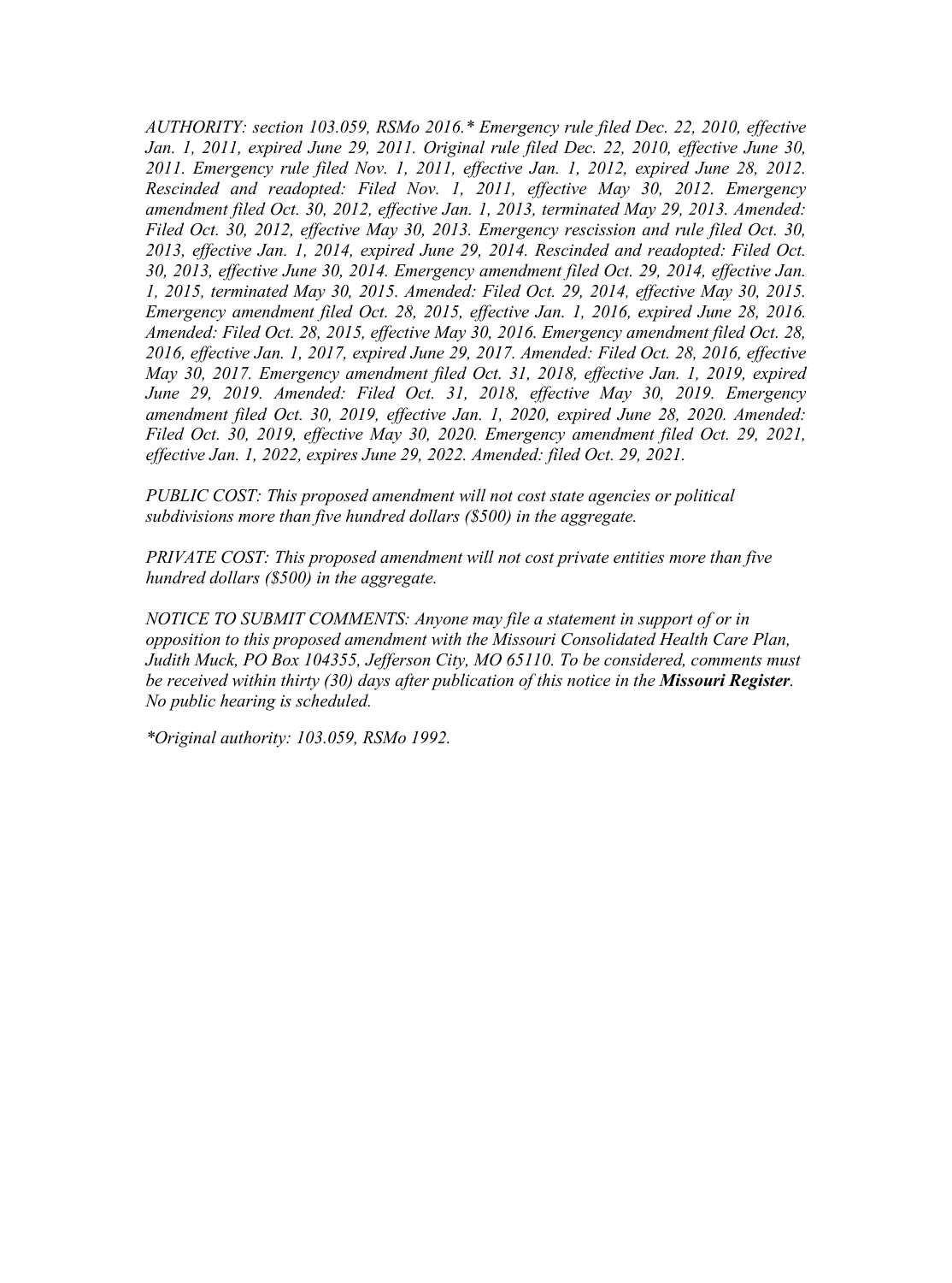*AUTHORITY: section 103.059, RSMo 2016.\* Emergency rule filed Dec. 22, 2010, effective Jan. 1, 2011, expired June 29, 2011. Original rule filed Dec. 22, 2010, effective June 30, 2011. Emergency rule filed Nov. 1, 2011, effective Jan. 1, 2012, expired June 28, 2012. Rescinded and readopted: Filed Nov. 1, 2011, effective May 30, 2012. Emergency amendment filed Oct. 30, 2012, effective Jan. 1, 2013, terminated May 29, 2013. Amended: Filed Oct. 30, 2012, effective May 30, 2013. Emergency rescission and rule filed Oct. 30, 2013, effective Jan. 1, 2014, expired June 29, 2014. Rescinded and readopted: Filed Oct. 30, 2013, effective June 30, 2014. Emergency amendment filed Oct. 29, 2014, effective Jan. 1, 2015, terminated May 30, 2015. Amended: Filed Oct. 29, 2014, effective May 30, 2015. Emergency amendment filed Oct. 28, 2015, effective Jan. 1, 2016, expired June 28, 2016. Amended: Filed Oct. 28, 2015, effective May 30, 2016. Emergency amendment filed Oct. 28, 2016, effective Jan. 1, 2017, expired June 29, 2017. Amended: Filed Oct. 28, 2016, effective May 30, 2017. Emergency amendment filed Oct. 31, 2018, effective Jan. 1, 2019, expired June 29, 2019. Amended: Filed Oct. 31, 2018, effective May 30, 2019. Emergency amendment filed Oct. 30, 2019, effective Jan. 1, 2020, expired June 28, 2020. Amended: Filed Oct. 30, 2019, effective May 30, 2020. Emergency amendment filed Oct. 29, 2021, effective Jan. 1, 2022, expires June 29, 2022. Amended: filed Oct. 29, 2021.*

*PUBLIC COST: This proposed amendment will not cost state agencies or political subdivisions more than five hundred dollars ($500) in the aggregate.*

*PRIVATE COST: This proposed amendment will not cost private entities more than five hundred dollars ($500) in the aggregate.*

*NOTICE TO SUBMIT COMMENTS: Anyone may file a statement in support of or in opposition to this proposed amendment with the Missouri Consolidated Health Care Plan, Judith Muck, PO Box 104355, Jefferson City, MO 65110. To be considered, comments must be received within thirty (30) days after publication of this notice in the* ***Missouri Register****. No public hearing is scheduled.*

*\*Original authority: 103.059, RSMo 1992.*